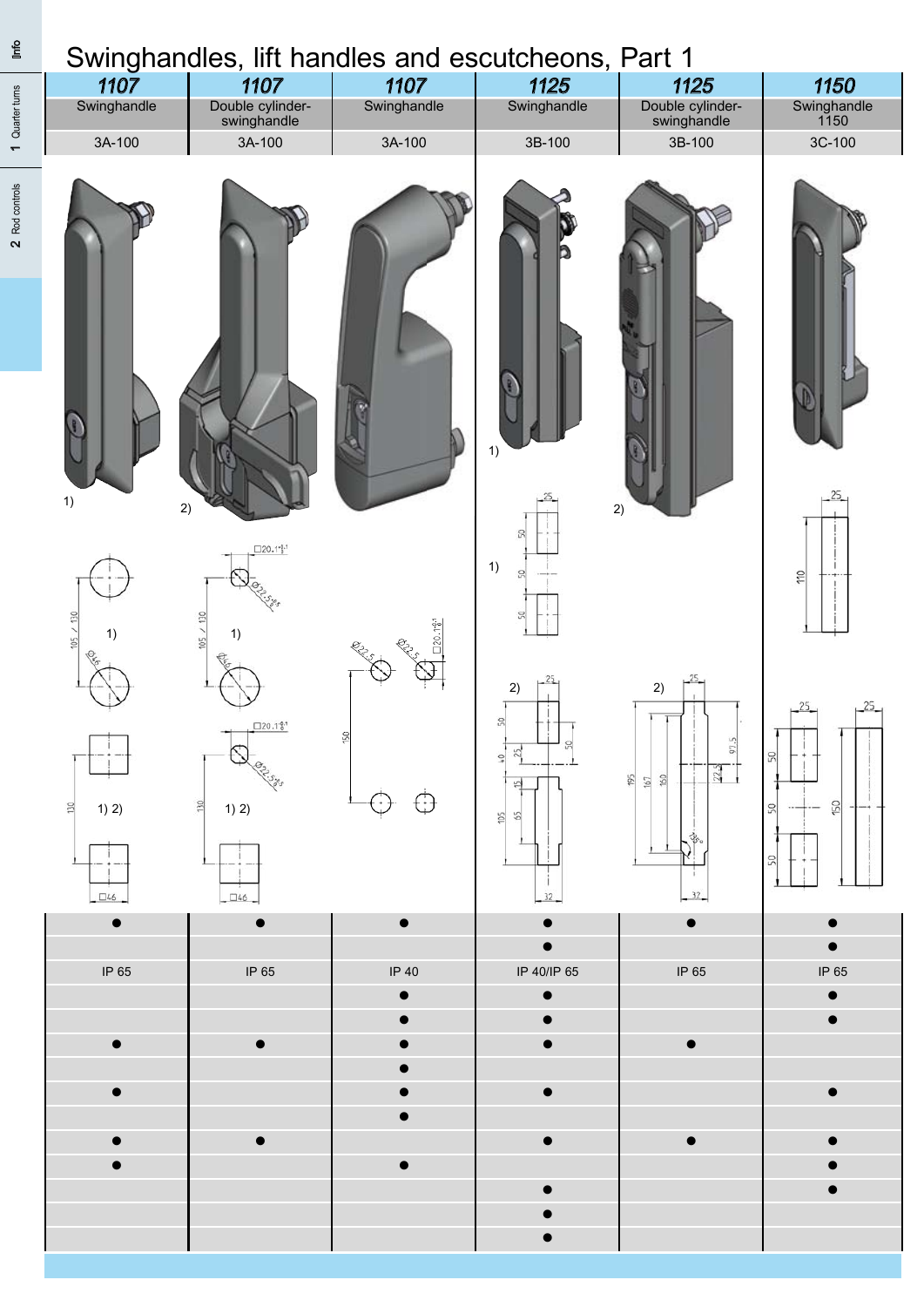# Swinghandles, lift handles and escutcheons, Part 1

| 1107 | 1107 | 1107 | 1125 | 1125 | 1150 |
|---|---|---|---|---|---|
| Swinghandle | Double cylinder-swinghandle | Swinghandle | Swinghandle | Double cylinder-swinghandle | Swinghandle 1150 |
| 3A-100 | 3A-100 | 3A-100 | 3B-100 | 3B-100 | 3C-100 |
| ● | ● | ● | ● | ● | ● |
| | | | ● | | ● |
| IP 65 | IP 65 | IP 40 | IP 40/IP 65 | IP 65 | IP 65 |
| | | ● | ● | | ● |
| | | ● | ● | | ● |
| ● | ● | ● | ● | ● | |
| | | ● | | | |
| ● | | ● | ● | | ● |
| | | ● | | | |
| ● | ● | | ● | ● | ● |
| ● | | ● | | | ● |
| | | | ● | | ● |
| | | | ● | | |
| | | | ● | | |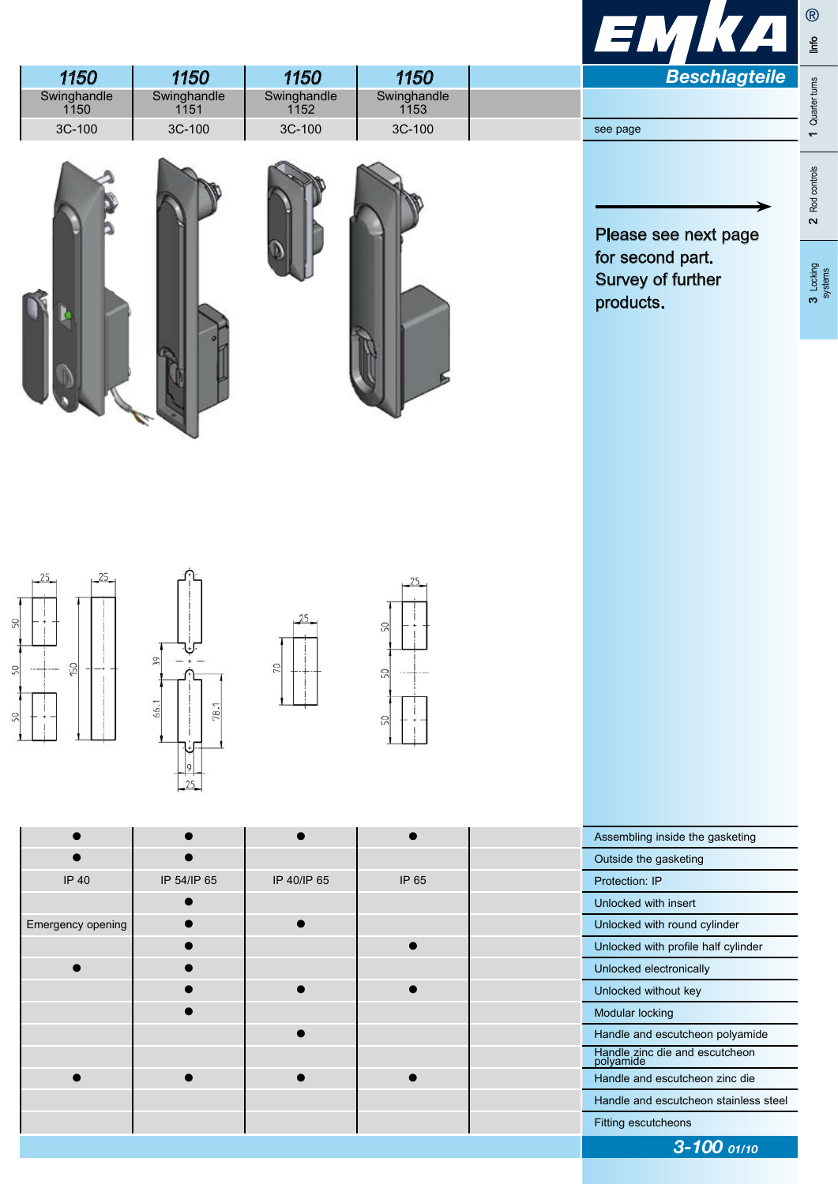| 1150 | 1150 | 1150 | 1150 | | Beschlagteile |
|---|---|---|---|---|---|
| Swinghandle 1150 | Swinghandle 1151 | Swinghandle 1152 | Swinghandle 1153 | | |
| 3C-100 | 3C-100 | 3C-100 | 3C-100 | | see page |

Please see next page for second part. Survey of further products.

25
25
50
50
50
150
39
66.1
78.1
9
25
25
70
25
50
50
50

| | | | | | |
|---|---|---|---|---|---|
| ● | ● | ● | ● | | Assembling inside the gasketing |
| ● | ● | | | | Outside the gasketing |
| IP 40 | IP 54/IP 65 | IP 40/IP 65 | IP 65 | | Protection: IP |
| | ● | | | | Unlocked with insert |
| Emergency opening | ● | ● | | | Unlocked with round cylinder |
| | ● | | ● | | Unlocked with profile half cylinder |
| ● | ● | | | | Unlocked electronically |
| | ● | ● | ● | | Unlocked without key |
| | ● | | | | Modular locking |
| | | ● | | | Handle and escutcheon polyamide |
| | | | | | Handle zinc die and escutcheon polyamide |
| ● | ● | ● | ● | | Handle and escutcheon zinc die |
| | | | | | Handle and escutcheon stainless steel |
| | | | | | Fitting escutcheons |